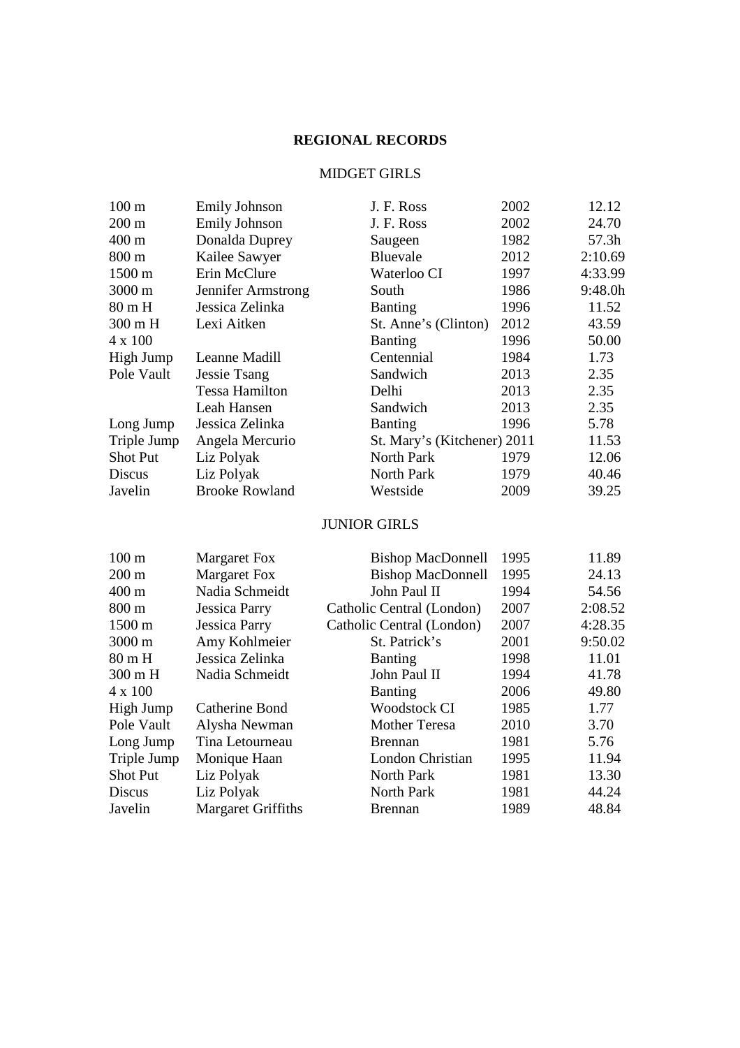# REGIONAL RECORDS

## MIDGET GIRLS

| Event | Name | School | Year | Record |
|---|---|---|---|---|
| 100 m | Emily Johnson | J. F. Ross | 2002 | 12.12 |
| 200 m | Emily Johnson | J. F. Ross | 2002 | 24.70 |
| 400 m | Donalda Duprey | Saugeen | 1982 | 57.3h |
| 800 m | Kailee Sawyer | Bluevale | 2012 | 2:10.69 |
| 1500 m | Erin McClure | Waterloo CI | 1997 | 4:33.99 |
| 3000 m | Jennifer Armstrong | South | 1986 | 9:48.0h |
| 80 m H | Jessica Zelinka | Banting | 1996 | 11.52 |
| 300 m H | Lexi Aitken | St. Anne's (Clinton) | 2012 | 43.59 |
| 4 x 100 | | Banting | 1996 | 50.00 |
| High Jump | Leanne Madill | Centennial | 1984 | 1.73 |
| Pole Vault | Jessie Tsang | Sandwich | 2013 | 2.35 |
| | Tessa Hamilton | Delhi | 2013 | 2.35 |
| | Leah Hansen | Sandwich | 2013 | 2.35 |
| Long Jump | Jessica Zelinka | Banting | 1996 | 5.78 |
| Triple Jump | Angela Mercurio | St. Mary's (Kitchener) | 2011 | 11.53 |
| Shot Put | Liz Polyak | North Park | 1979 | 12.06 |
| Discus | Liz Polyak | North Park | 1979 | 40.46 |
| Javelin | Brooke Rowland | Westside | 2009 | 39.25 |

## JUNIOR GIRLS

| Event | Name | School | Year | Record |
|---|---|---|---|---|
| 100 m | Margaret Fox | Bishop MacDonnell | 1995 | 11.89 |
| 200 m | Margaret Fox | Bishop MacDonnell | 1995 | 24.13 |
| 400 m | Nadia Schmeidt | John Paul II | 1994 | 54.56 |
| 800 m | Jessica Parry | Catholic Central (London) | 2007 | 2:08.52 |
| 1500 m | Jessica Parry | Catholic Central (London) | 2007 | 4:28.35 |
| 3000 m | Amy Kohlmeier | St. Patrick's | 2001 | 9:50.02 |
| 80 m H | Jessica Zelinka | Banting | 1998 | 11.01 |
| 300 m H | Nadia Schmeidt | John Paul II | 1994 | 41.78 |
| 4 x 100 | | Banting | 2006 | 49.80 |
| High Jump | Catherine Bond | Woodstock CI | 1985 | 1.77 |
| Pole Vault | Alysha Newman | Mother Teresa | 2010 | 3.70 |
| Long Jump | Tina Letourneau | Brennan | 1981 | 5.76 |
| Triple Jump | Monique Haan | London Christian | 1995 | 11.94 |
| Shot Put | Liz Polyak | North Park | 1981 | 13.30 |
| Discus | Liz Polyak | North Park | 1981 | 44.24 |
| Javelin | Margaret Griffiths | Brennan | 1989 | 48.84 |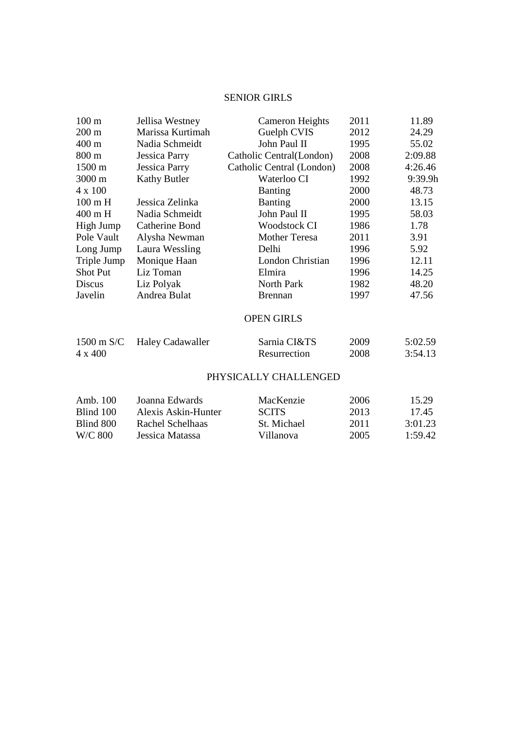## SENIOR GIRLS

| | | | | |
|---|---|---|---|---|
| 100 m | Jellisa Westney | Cameron Heights | 2011 | 11.89 |
| 200 m | Marissa Kurtimah | Guelph CVIS | 2012 | 24.29 |
| 400 m | Nadia Schmeidt | John Paul II | 1995 | 55.02 |
| 800 m | Jessica Parry | Catholic Central(London) | 2008 | 2:09.88 |
| 1500 m | Jessica Parry | Catholic Central (London) | 2008 | 4:26.46 |
| 3000 m | Kathy Butler | Waterloo CI | 1992 | 9:39.9h |
| 4 x 100 | | Banting | 2000 | 48.73 |
| 100 m H | Jessica Zelinka | Banting | 2000 | 13.15 |
| 400 m H | Nadia Schmeidt | John Paul II | 1995 | 58.03 |
| High Jump | Catherine Bond | Woodstock CI | 1986 | 1.78 |
| Pole Vault | Alysha Newman | Mother Teresa | 2011 | 3.91 |
| Long Jump | Laura Wessling | Delhi | 1996 | 5.92 |
| Triple Jump | Monique Haan | London Christian | 1996 | 12.11 |
| Shot Put | Liz Toman | Elmira | 1996 | 14.25 |
| Discus | Liz Polyak | North Park | 1982 | 48.20 |
| Javelin | Andrea Bulat | Brennan | 1997 | 47.56 |

## OPEN GIRLS

| | | | | |
|---|---|---|---|---|
| 1500 m S/C | Haley Cadawaller | Sarnia CI&TS | 2009 | 5:02.59 |
| 4 x 400 | | Resurrection | 2008 | 3:54.13 |

## PHYSICALLY CHALLENGED

| | | | | |
|---|---|---|---|---|
| Amb. 100 | Joanna Edwards | MacKenzie | 2006 | 15.29 |
| Blind 100 | Alexis Askin-Hunter | SCITS | 2013 | 17.45 |
| Blind 800 | Rachel Schelhaas | St. Michael | 2011 | 3:01.23 |
| W/C 800 | Jessica Matassa | Villanova | 2005 | 1:59.42 |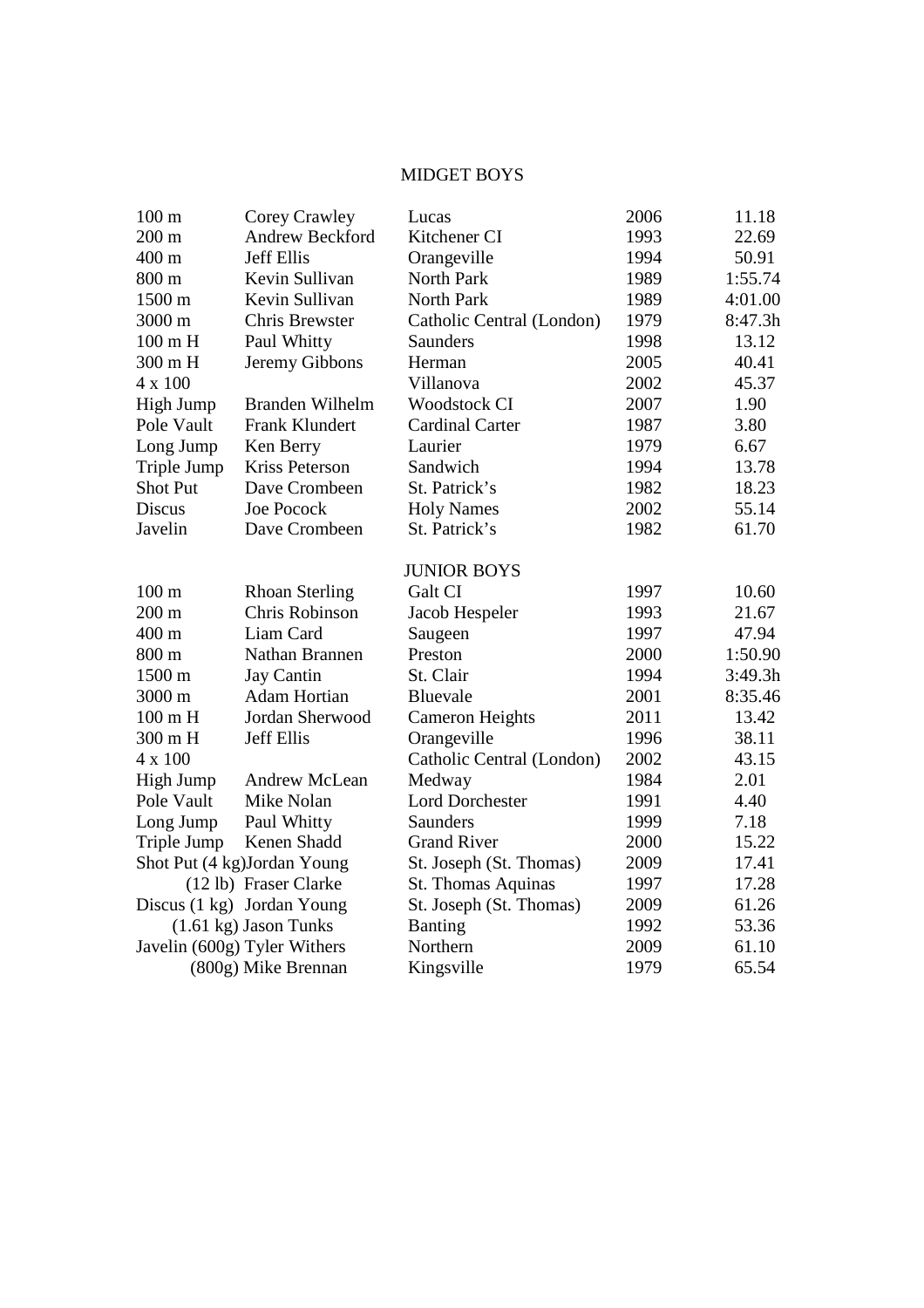## MIDGET BOYS

| Event | Name | School | Year | Record |
|---|---|---|---|---|
| 100 m | Corey Crawley | Lucas | 2006 | 11.18 |
| 200 m | Andrew Beckford | Kitchener CI | 1993 | 22.69 |
| 400 m | Jeff Ellis | Orangeville | 1994 | 50.91 |
| 800 m | Kevin Sullivan | North Park | 1989 | 1:55.74 |
| 1500 m | Kevin Sullivan | North Park | 1989 | 4:01.00 |
| 3000 m | Chris Brewster | Catholic Central (London) | 1979 | 8:47.3h |
| 100 m H | Paul Whitty | Saunders | 1998 | 13.12 |
| 300 m H | Jeremy Gibbons | Herman | 2005 | 40.41 |
| 4 x 100 | | Villanova | 2002 | 45.37 |
| High Jump | Branden Wilhelm | Woodstock CI | 2007 | 1.90 |
| Pole Vault | Frank Klundert | Cardinal Carter | 1987 | 3.80 |
| Long Jump | Ken Berry | Laurier | 1979 | 6.67 |
| Triple Jump | Kriss Peterson | Sandwich | 1994 | 13.78 |
| Shot Put | Dave Crombeen | St. Patrick's | 1982 | 18.23 |
| Discus | Joe Pocock | Holy Names | 2002 | 55.14 |
| Javelin | Dave Crombeen | St. Patrick's | 1982 | 61.70 |

## JUNIOR BOYS

| Event | Name | School | Year | Record |
|---|---|---|---|---|
| 100 m | Rhoan Sterling | Galt CI | 1997 | 10.60 |
| 200 m | Chris Robinson | Jacob Hespeler | 1993 | 21.67 |
| 400 m | Liam Card | Saugeen | 1997 | 47.94 |
| 800 m | Nathan Brannen | Preston | 2000 | 1:50.90 |
| 1500 m | Jay Cantin | St. Clair | 1994 | 3:49.3h |
| 3000 m | Adam Hortian | Bluevale | 2001 | 8:35.46 |
| 100 m H | Jordan Sherwood | Cameron Heights | 2011 | 13.42 |
| 300 m H | Jeff Ellis | Orangeville | 1996 | 38.11 |
| 4 x 100 | | Catholic Central (London) | 2002 | 43.15 |
| High Jump | Andrew McLean | Medway | 1984 | 2.01 |
| Pole Vault | Mike Nolan | Lord Dorchester | 1991 | 4.40 |
| Long Jump | Paul Whitty | Saunders | 1999 | 7.18 |
| Triple Jump | Kenen Shadd | Grand River | 2000 | 15.22 |
| Shot Put (4 kg) | Jordan Young | St. Joseph (St. Thomas) | 2009 | 17.41 |
| (12 lb) | Fraser Clarke | St. Thomas Aquinas | 1997 | 17.28 |
| Discus (1 kg) | Jordan Young | St. Joseph (St. Thomas) | 2009 | 61.26 |
| (1.61 kg) | Jason Tunks | Banting | 1992 | 53.36 |
| Javelin (600g) | Tyler Withers | Northern | 2009 | 61.10 |
| (800g) | Mike Brennan | Kingsville | 1979 | 65.54 |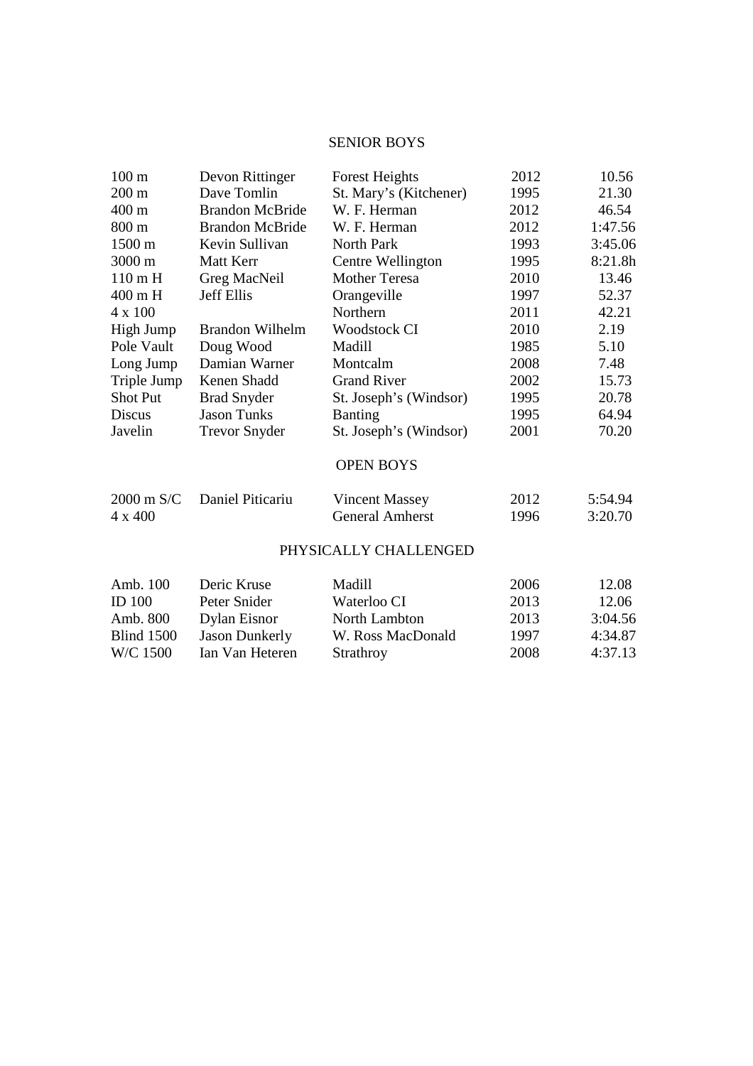## SENIOR BOYS

| | | | | |
|---|---|---|---|---|
| 100 m | Devon Rittinger | Forest Heights | 2012 | 10.56 |
| 200 m | Dave Tomlin | St. Mary's (Kitchener) | 1995 | 21.30 |
| 400 m | Brandon McBride | W. F. Herman | 2012 | 46.54 |
| 800 m | Brandon McBride | W. F. Herman | 2012 | 1:47.56 |
| 1500 m | Kevin Sullivan | North Park | 1993 | 3:45.06 |
| 3000 m | Matt Kerr | Centre Wellington | 1995 | 8:21.8h |
| 110 m H | Greg MacNeil | Mother Teresa | 2010 | 13.46 |
| 400 m H | Jeff Ellis | Orangeville | 1997 | 52.37 |
| 4 x 100 | | Northern | 2011 | 42.21 |
| High Jump | Brandon Wilhelm | Woodstock CI | 2010 | 2.19 |
| Pole Vault | Doug Wood | Madill | 1985 | 5.10 |
| Long Jump | Damian Warner | Montcalm | 2008 | 7.48 |
| Triple Jump | Kenen Shadd | Grand River | 2002 | 15.73 |
| Shot Put | Brad Snyder | St. Joseph's (Windsor) | 1995 | 20.78 |
| Discus | Jason Tunks | Banting | 1995 | 64.94 |
| Javelin | Trevor Snyder | St. Joseph's (Windsor) | 2001 | 70.20 |

## OPEN BOYS

| | | | | |
|---|---|---|---|---|
| 2000 m S/C | Daniel Piticariu | Vincent Massey | 2012 | 5:54.94 |
| 4 x 400 | | General Amherst | 1996 | 3:20.70 |

## PHYSICALLY CHALLENGED

| | | | | |
|---|---|---|---|---|
| Amb. 100 | Deric Kruse | Madill | 2006 | 12.08 |
| ID 100 | Peter Snider | Waterloo CI | 2013 | 12.06 |
| Amb. 800 | Dylan Eisnor | North Lambton | 2013 | 3:04.56 |
| Blind 1500 | Jason Dunkerly | W. Ross MacDonald | 1997 | 4:34.87 |
| W/C 1500 | Ian Van Heteren | Strathroy | 2008 | 4:37.13 |